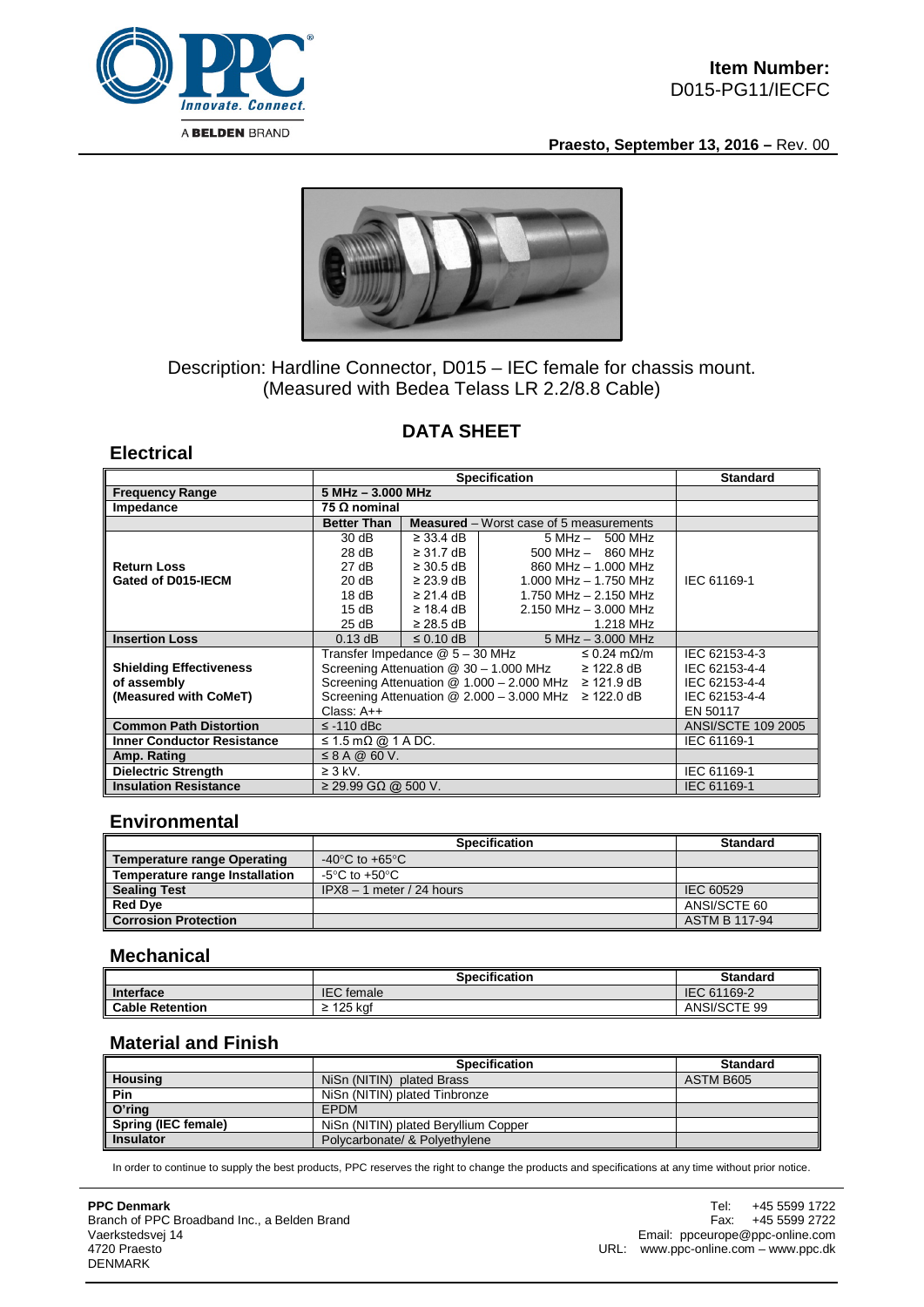**Item Number:**
D015-PG11/IECFC

**Praesto, September 13, 2016 –** Rev. 00

Description: Hardline Connector, D015 – IEC female for chassis mount.
(Measured with Bedea Telass LR 2.2/8.8 Cable)

## DATA SHEET

### Electrical

| | Specification | | | Standard |
|---|---|---|---|---|
| **Frequency Range** | **5 MHz – 3.000 MHz** | | | |
| **Impedance** | **75 Ω nominal** | | | |
| | **Better Than** | **Measured** – Worst case of 5 measurements | | |
| **Return Loss Gated of D015-IECM** | 30 dB | ≥ 33.4 dB | 5 MHz – 500 MHz | IEC 61169-1 |
| | 28 dB | ≥ 31.7 dB | 500 MHz – 860 MHz | |
| | 27 dB | ≥ 30.5 dB | 860 MHz – 1.000 MHz | |
| | 20 dB | ≥ 23.9 dB | 1.000 MHz – 1.750 MHz | |
| | 18 dB | ≥ 21.4 dB | 1.750 MHz – 2.150 MHz | |
| | 15 dB | ≥ 18.4 dB | 2.150 MHz – 3.000 MHz | |
| | 25 dB | ≥ 28.5 dB | 1.218 MHz | |
| **Insertion Loss** | 0.13 dB | ≤ 0.10 dB | 5 MHz – 3.000 MHz | |
| **Shielding Effectiveness of assembly (Measured with CoMeT)** | Transfer Impedance @ 5 – 30 MHz ≤ 0.24 mΩ/m | | | IEC 62153-4-3 |
| | Screening Attenuation @ 30 – 1.000 MHz ≥ 122.8 dB | | | IEC 62153-4-4 |
| | Screening Attenuation @ 1.000 – 2.000 MHz ≥ 121.9 dB | | | IEC 62153-4-4 |
| | Screening Attenuation @ 2.000 – 3.000 MHz ≥ 122.0 dB | | | IEC 62153-4-4 |
| | Class: A++ | | | EN 50117 |
| **Common Path Distortion** | ≤ -110 dBc | | | ANSI/SCTE 109 2005 |
| **Inner Conductor Resistance** | ≤ 1.5 mΩ @ 1 A DC. | | | IEC 61169-1 |
| **Amp. Rating** | ≤ 8 A @ 60 V. | | | |
| **Dielectric Strength** | ≥ 3 kV. | | | IEC 61169-1 |
| **Insulation Resistance** | ≥ 29.99 GΩ @ 500 V. | | | IEC 61169-1 |

### Environmental

| | Specification | Standard |
|---|---|---|
| **Temperature range Operating** | -40°C to +65°C | |
| **Temperature range Installation** | -5°C to +50°C | |
| **Sealing Test** | IPX8 – 1 meter / 24 hours | IEC 60529 |
| **Red Dye** | | ANSI/SCTE 60 |
| **Corrosion Protection** | | ASTM B 117-94 |

### Mechanical

| | Specification | Standard |
|---|---|---|
| **Interface** | IEC female | IEC 61169-2 |
| **Cable Retention** | ≥ 125 kgf | ANSI/SCTE 99 |

### Material and Finish

| | Specification | Standard |
|---|---|---|
| **Housing** | NiSn (NITIN) plated Brass | ASTM B605 |
| **Pin** | NiSn (NITIN) plated Tinbronze | |
| **O'ring** | EPDM | |
| **Spring (IEC female)** | NiSn (NITIN) plated Beryllium Copper | |
| **Insulator** | Polycarbonate/ & Polyethylene | |

In order to continue to supply the best products, PPC reserves the right to change the products and specifications at any time without prior notice.

**PPC Denmark**
Branch of PPC Broadband Inc., a Belden Brand
Vaerkstedsvej 14
4720 Praesto
DENMARK

Tel: +45 5599 1722
Fax: +45 5599 2722
Email: ppceurope@ppc-online.com
URL: www.ppc-online.com – www.ppc.dk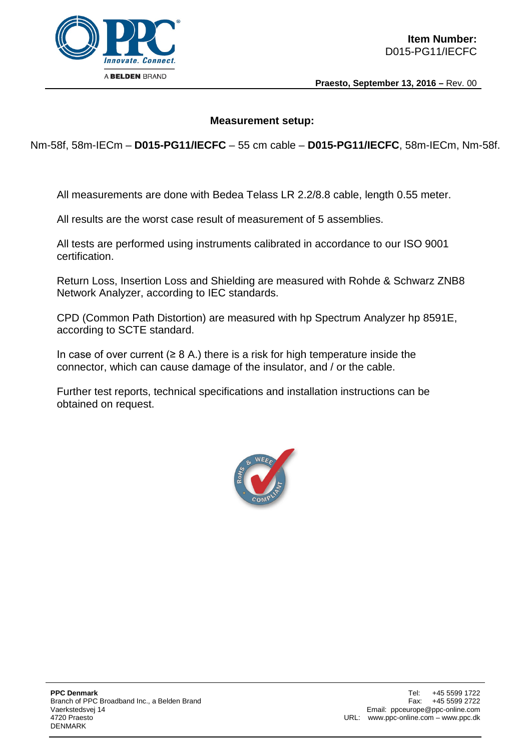**Item Number:**
D015-PG11/IECFC

**Praesto, September 13, 2016 –** Rev. 00

## Measurement setup:

Nm-58f, 58m-IECm – **D015-PG11/IECFC** – 55 cm cable – **D015-PG11/IECFC**, 58m-IECm, Nm-58f.

All measurements are done with Bedea Telass LR 2.2/8.8 cable, length 0.55 meter.

All results are the worst case result of measurement of 5 assemblies.

All tests are performed using instruments calibrated in accordance to our ISO 9001 certification.

Return Loss, Insertion Loss and Shielding are measured with Rohde & Schwarz ZNB8 Network Analyzer, according to IEC standards.

CPD (Common Path Distortion) are measured with hp Spectrum Analyzer hp 8591E, according to SCTE standard.

In case of over current (≥ 8 A.) there is a risk for high temperature inside the connector, which can cause damage of the insulator, and / or the cable.

Further test reports, technical specifications and installation instructions can be obtained on request.

RoHS & WEEE COMPLIANT

**PPC Denmark**
Branch of PPC Broadband Inc., a Belden Brand
Vaerkstedsvej 14
4720 Praesto
DENMARK

Tel: +45 5599 1722
Fax: +45 5599 2722
Email: ppceurope@ppc-online.com
URL: www.ppc-online.com – www.ppc.dk